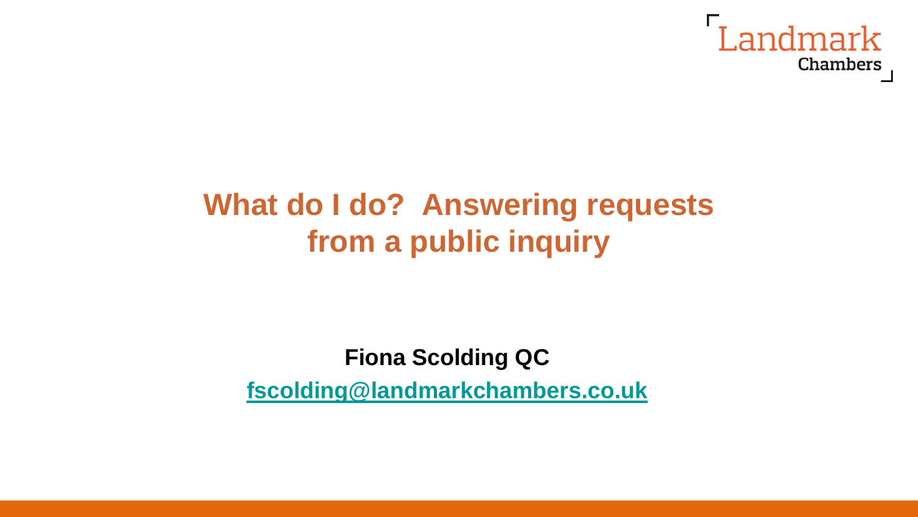Landmark Chambers

# What do I do? Answering requests from a public inquiry

**Fiona Scolding QC**

**fscolding@landmarkchambers.co.uk**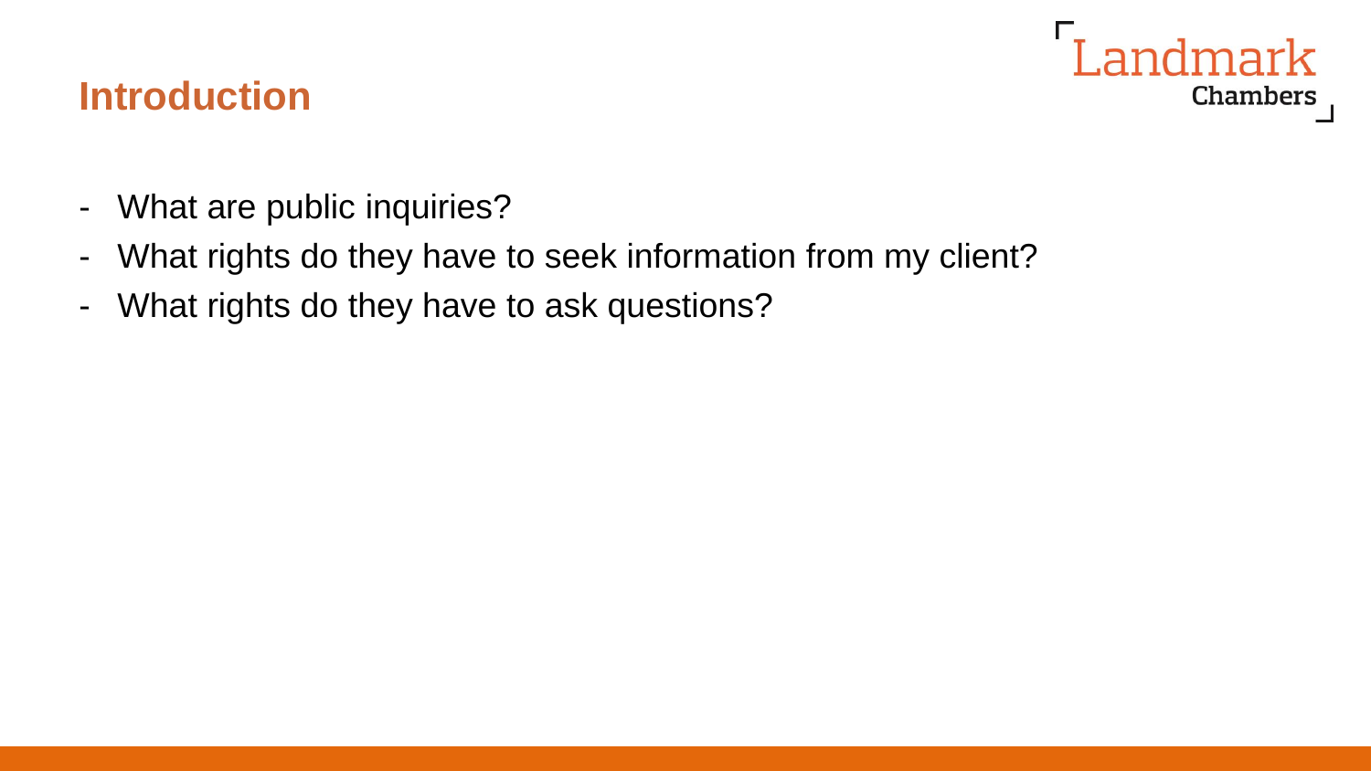## Introduction

- What are public inquiries?
- What rights do they have to seek information from my client?
- What rights do they have to ask questions?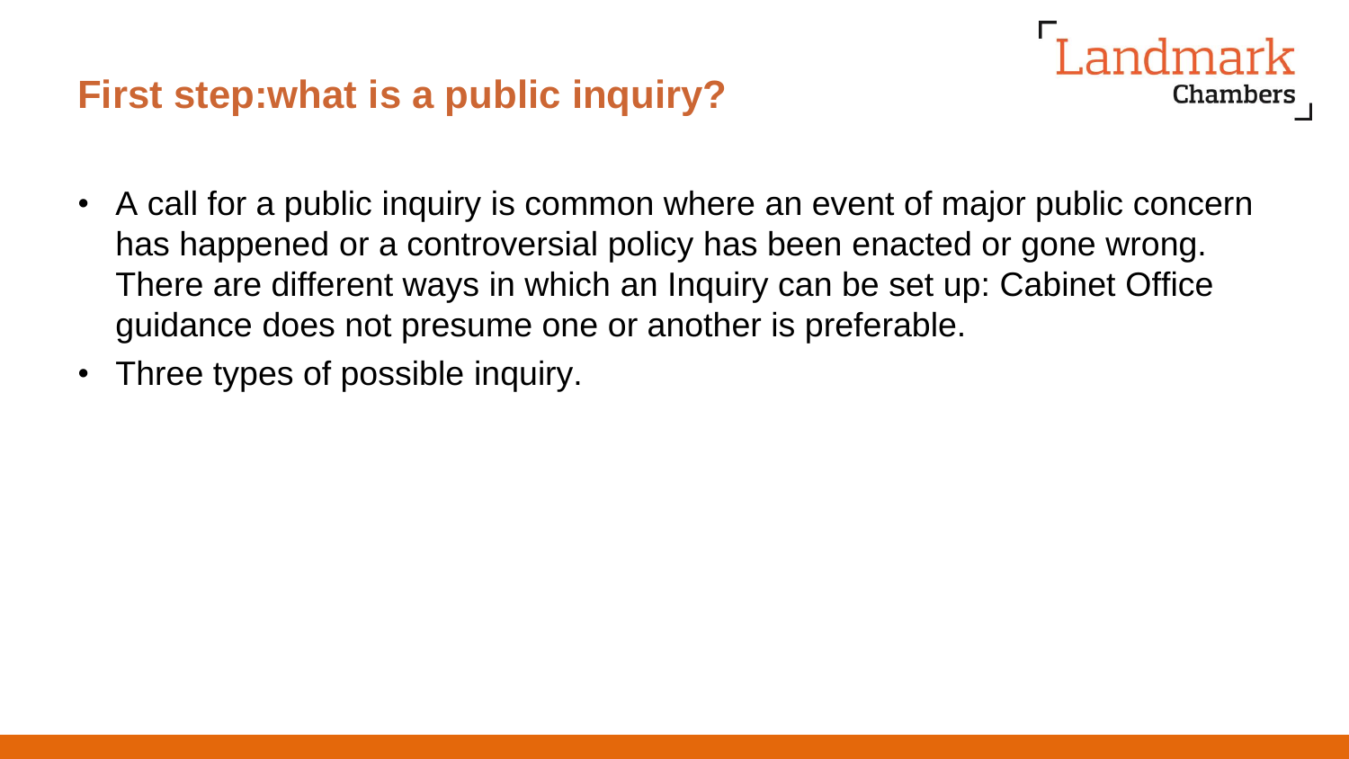## First step:what is a public inquiry?

- A call for a public inquiry is common where an event of major public concern has happened or a controversial policy has been enacted or gone wrong. There are different ways in which an Inquiry can be set up: Cabinet Office guidance does not presume one or another is preferable.
- Three types of possible inquiry.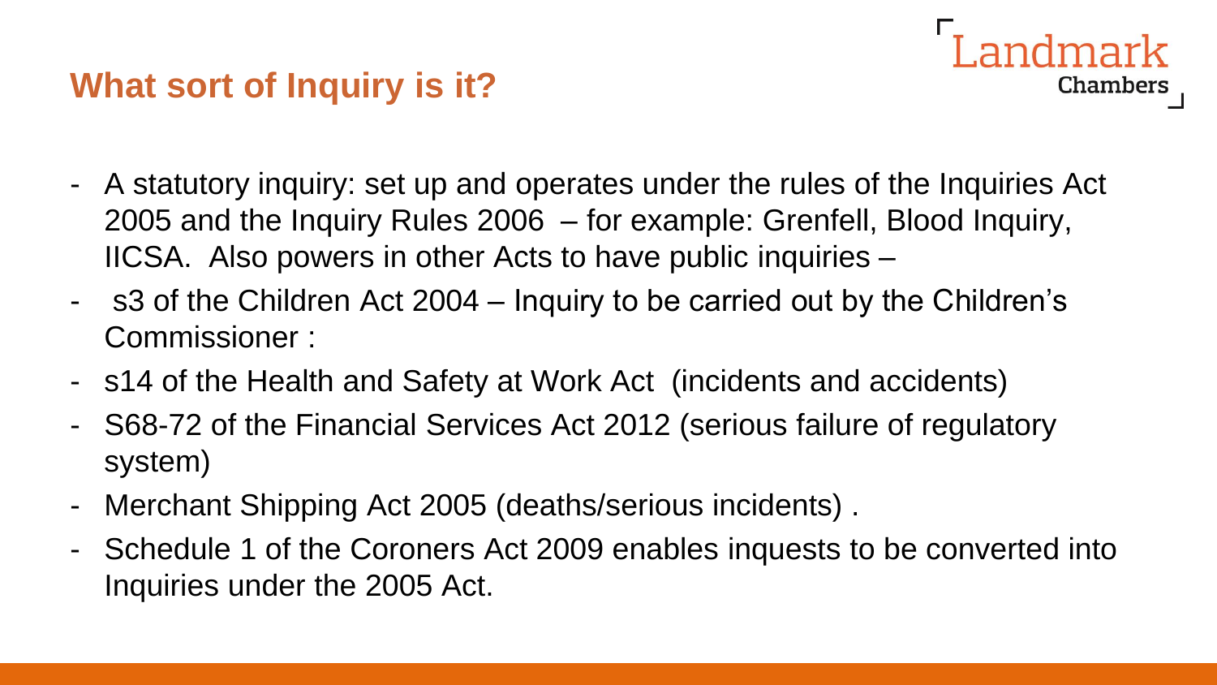## What sort of Inquiry is it?

- A statutory inquiry: set up and operates under the rules of the Inquiries Act 2005 and the Inquiry Rules 2006 – for example: Grenfell, Blood Inquiry, IICSA. Also powers in other Acts to have public inquiries –
- s3 of the Children Act 2004 – Inquiry to be carried out by the Children's Commissioner :
- s14 of the Health and Safety at Work Act (incidents and accidents)
- S68-72 of the Financial Services Act 2012 (serious failure of regulatory system)
- Merchant Shipping Act 2005 (deaths/serious incidents) .
- Schedule 1 of the Coroners Act 2009 enables inquests to be converted into Inquiries under the 2005 Act.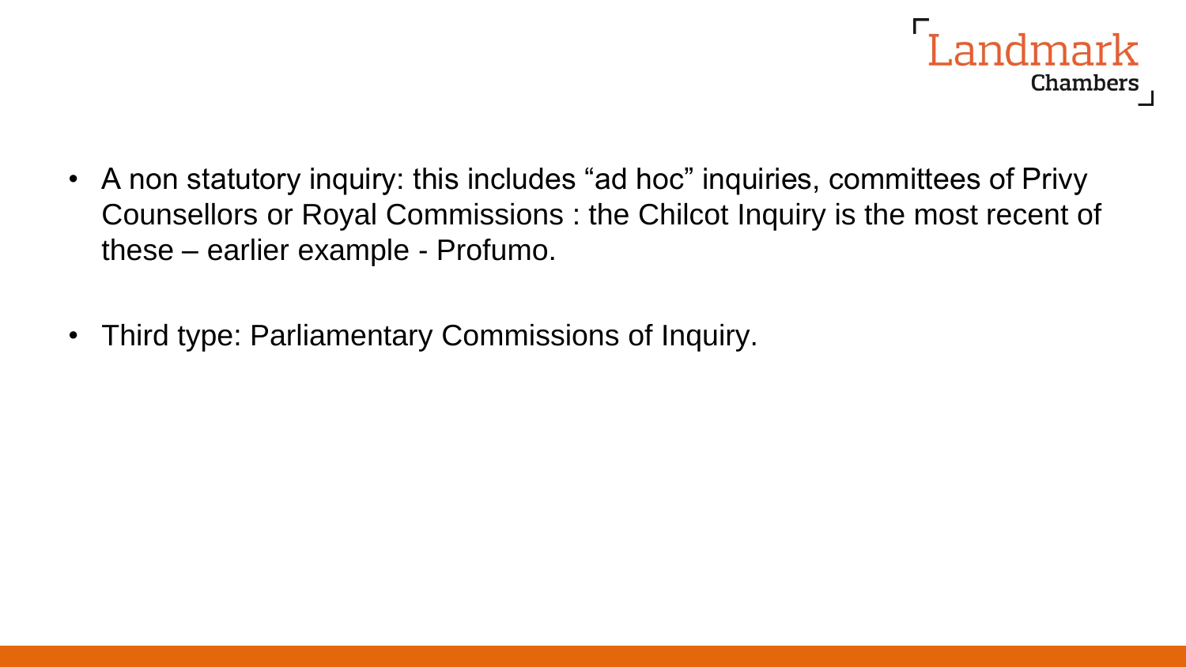- A non statutory inquiry: this includes “ad hoc” inquiries, committees of Privy Counsellors or Royal Commissions : the Chilcot Inquiry is the most recent of these – earlier example - Profumo.

- Third type: Parliamentary Commissions of Inquiry.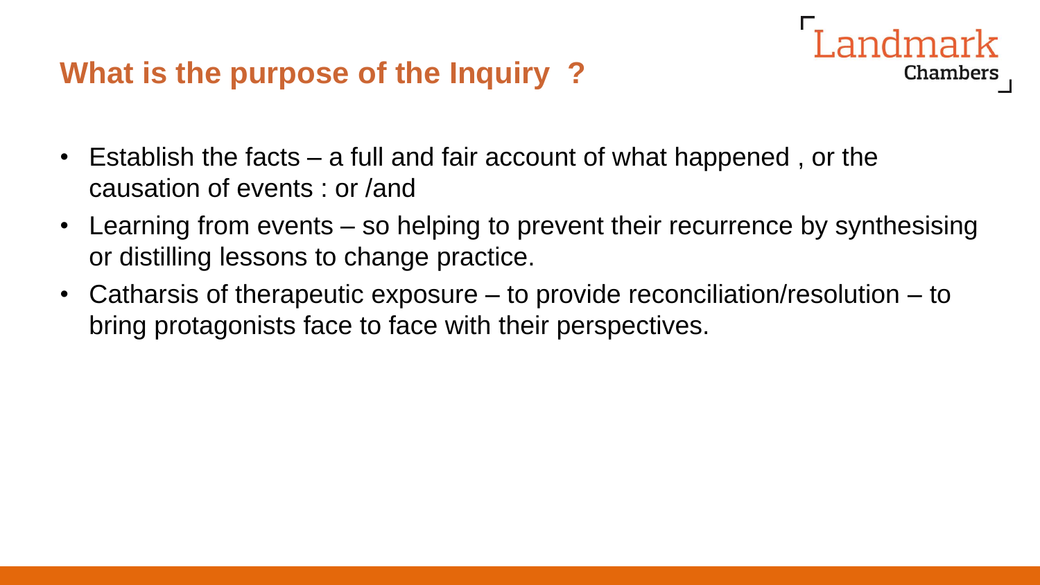## What is the purpose of the Inquiry ?

- Establish the facts – a full and fair account of what happened , or the causation of events : or /and
- Learning from events – so helping to prevent their recurrence by synthesising or distilling lessons to change practice.
- Catharsis of therapeutic exposure – to provide reconciliation/resolution – to bring protagonists face to face with their perspectives.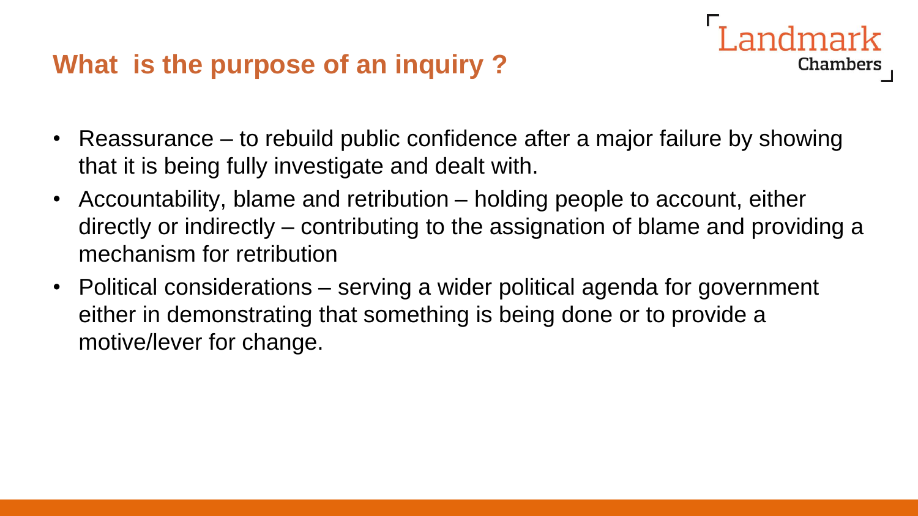## What is the purpose of an inquiry ?

- Reassurance – to rebuild public confidence after a major failure by showing that it is being fully investigate and dealt with.
- Accountability, blame and retribution – holding people to account, either directly or indirectly – contributing to the assignation of blame and providing a mechanism for retribution
- Political considerations – serving a wider political agenda for government either in demonstrating that something is being done or to provide a motive/lever for change.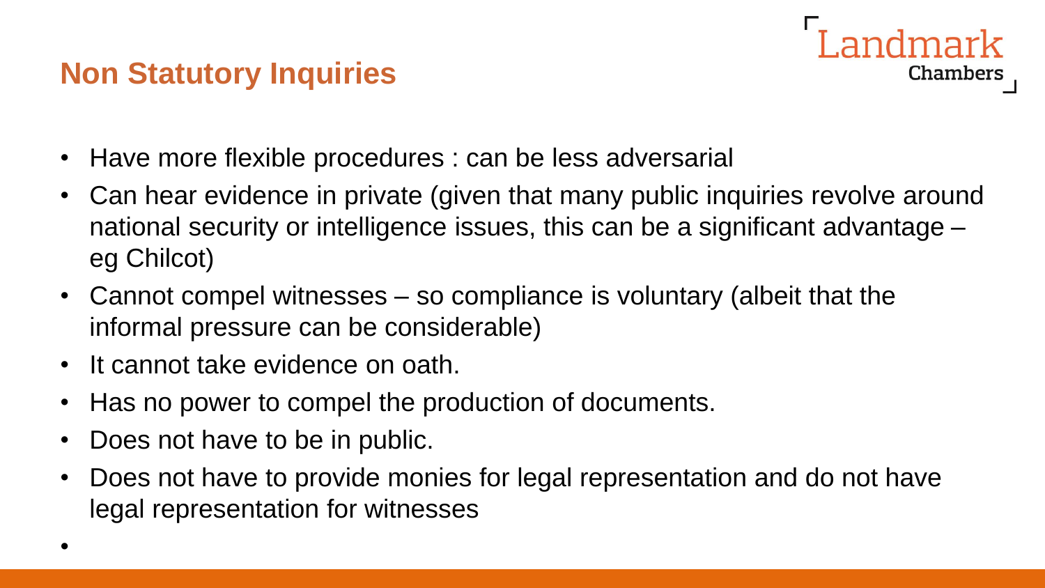## Non Statutory Inquiries

- Have more flexible procedures : can be less adversarial
- Can hear evidence in private (given that many public inquiries revolve around national security or intelligence issues, this can be a significant advantage – eg Chilcot)
- Cannot compel witnesses – so compliance is voluntary (albeit that the informal pressure can be considerable)
- It cannot take evidence on oath.
- Has no power to compel the production of documents.
- Does not have to be in public.
- Does not have to provide monies for legal representation and do not have legal representation for witnesses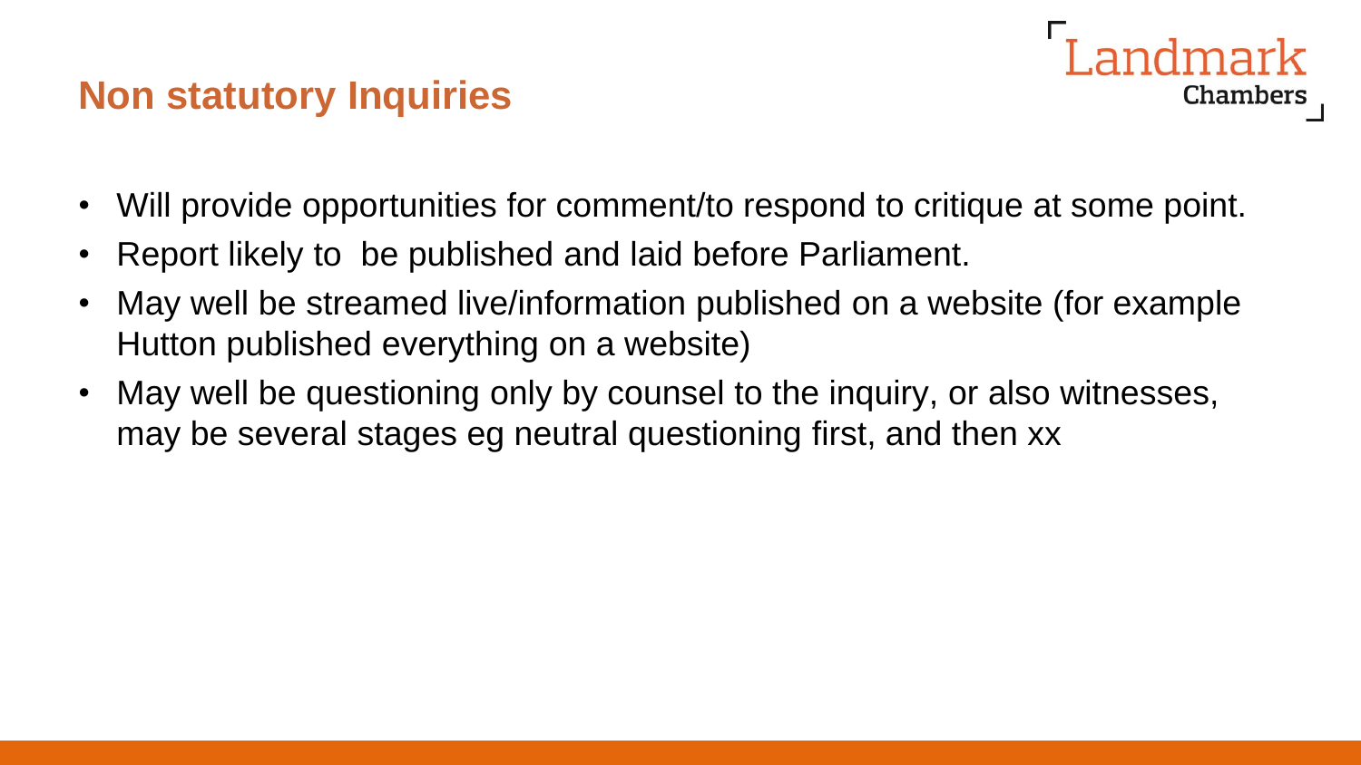## Non statutory Inquiries

- Will provide opportunities for comment/to respond to critique at some point.
- Report likely to  be published and laid before Parliament.
- May well be streamed live/information published on a website (for example Hutton published everything on a website)
- May well be questioning only by counsel to the inquiry, or also witnesses, may be several stages eg neutral questioning first, and then xx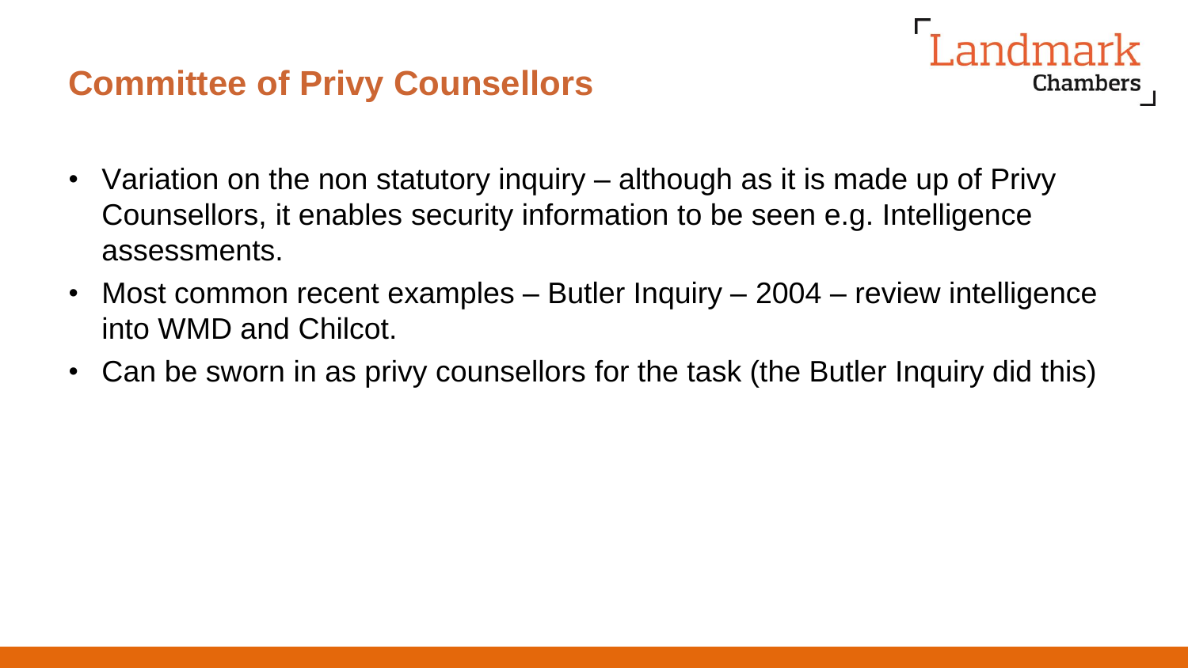## Committee of Privy Counsellors

- Variation on the non statutory inquiry – although as it is made up of Privy Counsellors, it enables security information to be seen e.g. Intelligence assessments.
- Most common recent examples – Butler Inquiry – 2004 – review intelligence into WMD and Chilcot.
- Can be sworn in as privy counsellors for the task (the Butler Inquiry did this)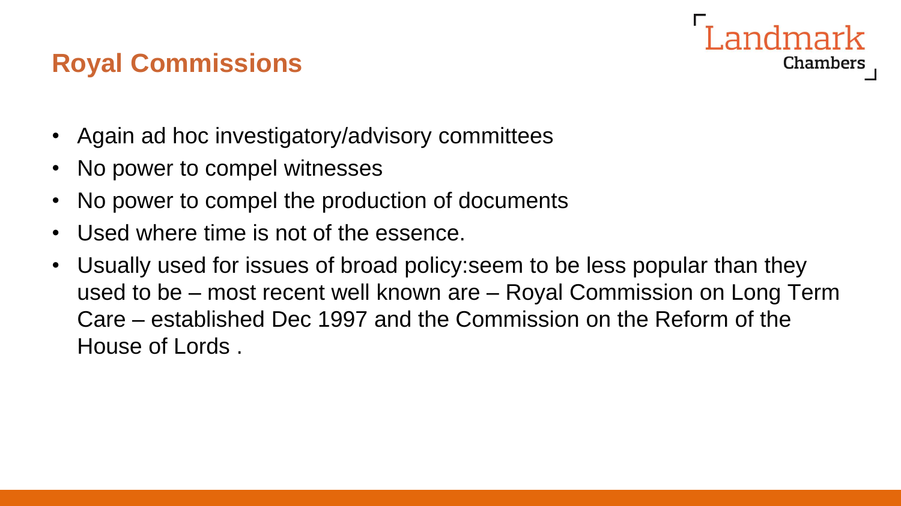## Royal Commissions

- Again ad hoc investigatory/advisory committees
- No power to compel witnesses
- No power to compel the production of documents
- Used where time is not of the essence.
- Usually used for issues of broad policy:seem to be less popular than they used to be – most recent well known are – Royal Commission on Long Term Care – established Dec 1997 and the Commission on the Reform of the House of Lords .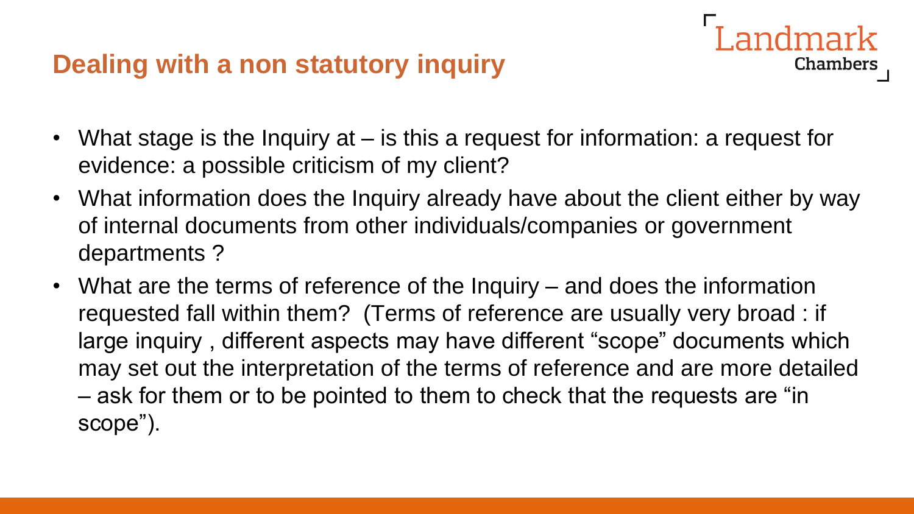## Dealing with a non statutory inquiry

- What stage is the Inquiry at – is this a request for information: a request for evidence: a possible criticism of my client?
- What information does the Inquiry already have about the client either by way of internal documents from other individuals/companies or government departments ?
- What are the terms of reference of the Inquiry – and does the information requested fall within them? (Terms of reference are usually very broad : if large inquiry , different aspects may have different "scope" documents which may set out the interpretation of the terms of reference and are more detailed – ask for them or to be pointed to them to check that the requests are "in scope").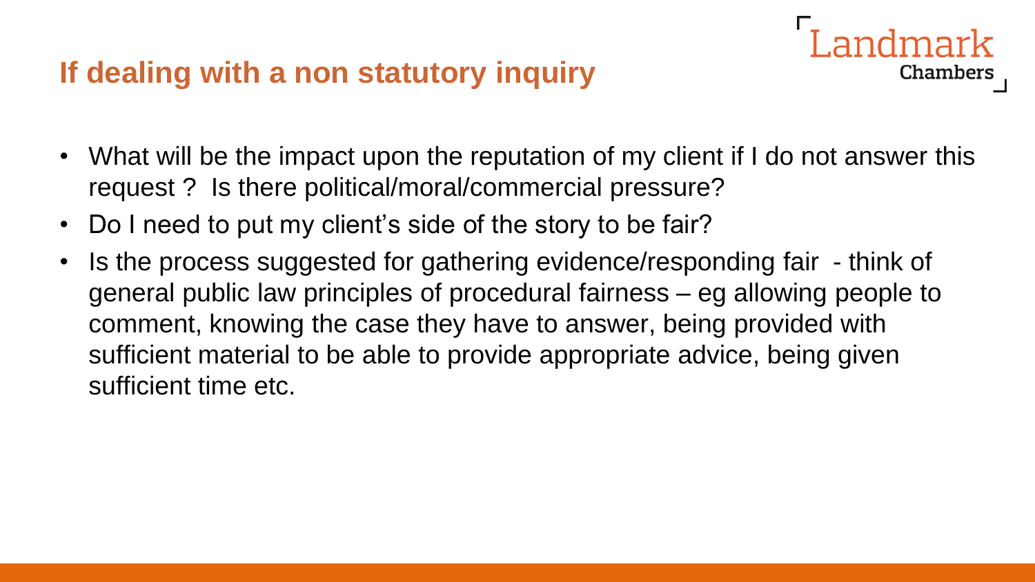## If dealing with a non statutory inquiry

- What will be the impact upon the reputation of my client if I do not answer this request ? Is there political/moral/commercial pressure?
- Do I need to put my client's side of the story to be fair?
- Is the process suggested for gathering evidence/responding fair - think of general public law principles of procedural fairness – eg allowing people to comment, knowing the case they have to answer, being provided with sufficient material to be able to provide appropriate advice, being given sufficient time etc.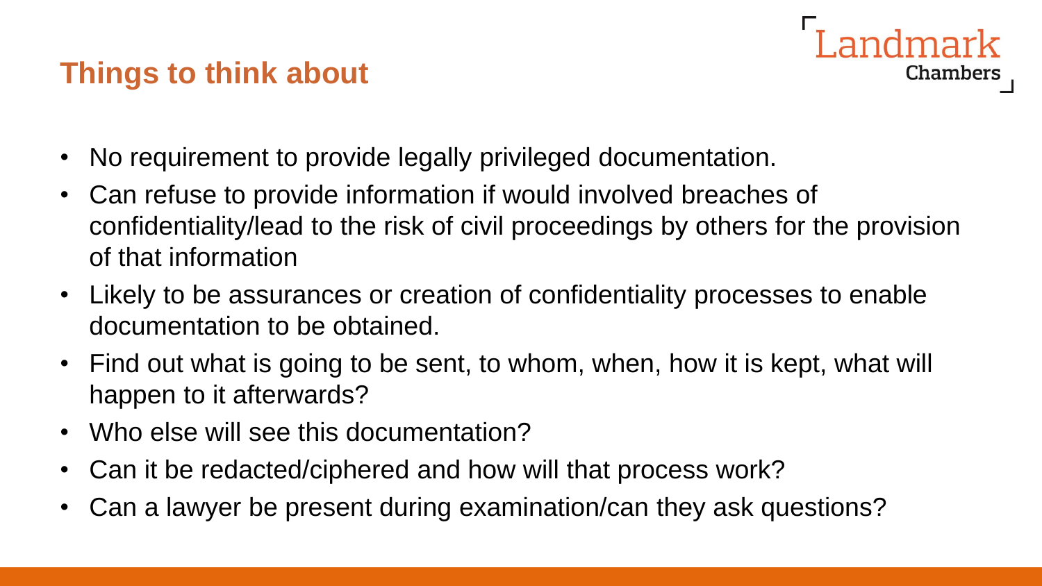## Things to think about

- No requirement to provide legally privileged documentation.
- Can refuse to provide information if would involved breaches of confidentiality/lead to the risk of civil proceedings by others for the provision of that information
- Likely to be assurances or creation of confidentiality processes to enable documentation to be obtained.
- Find out what is going to be sent, to whom, when, how it is kept, what will happen to it afterwards?
- Who else will see this documentation?
- Can it be redacted/ciphered and how will that process work?
- Can a lawyer be present during examination/can they ask questions?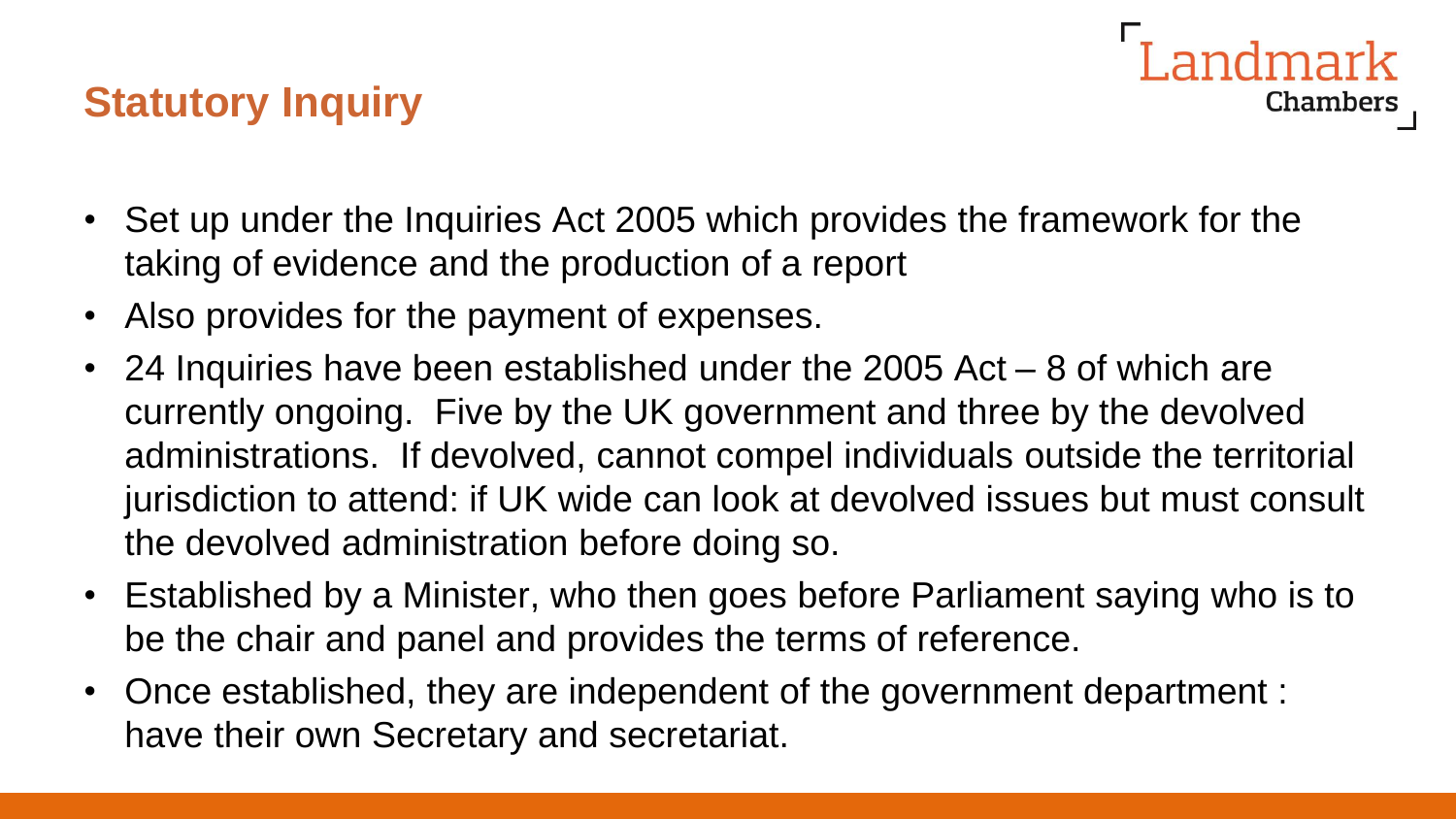## Statutory Inquiry

- Set up under the Inquiries Act 2005 which provides the framework for the taking of evidence and the production of a report
- Also provides for the payment of expenses.
- 24 Inquiries have been established under the 2005 Act – 8 of which are currently ongoing. Five by the UK government and three by the devolved administrations. If devolved, cannot compel individuals outside the territorial jurisdiction to attend: if UK wide can look at devolved issues but must consult the devolved administration before doing so.
- Established by a Minister, who then goes before Parliament saying who is to be the chair and panel and provides the terms of reference.
- Once established, they are independent of the government department : have their own Secretary and secretariat.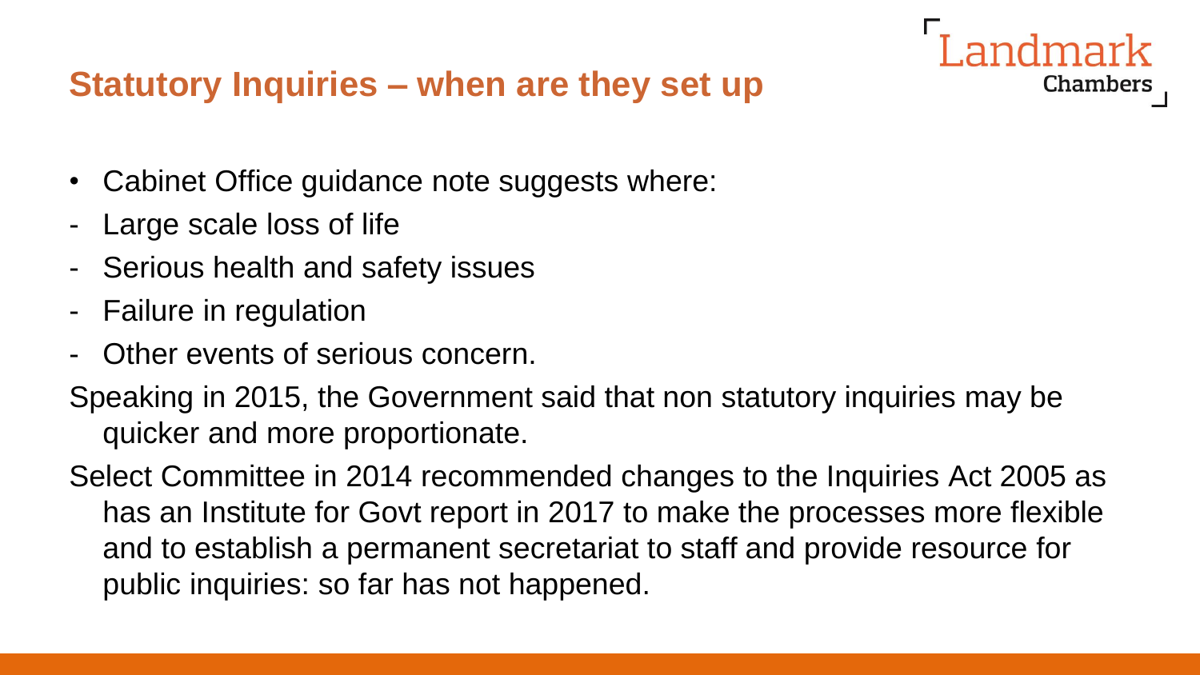## Statutory Inquiries – when are they set up

- Cabinet Office guidance note suggests where:
  - Large scale loss of life
  - Serious health and safety issues
  - Failure in regulation
  - Other events of serious concern.

Speaking in 2015, the Government said that non statutory inquiries may be quicker and more proportionate.

Select Committee in 2014 recommended changes to the Inquiries Act 2005 as has an Institute for Govt report in 2017 to make the processes more flexible and to establish a permanent secretariat to staff and provide resource for public inquiries: so far has not happened.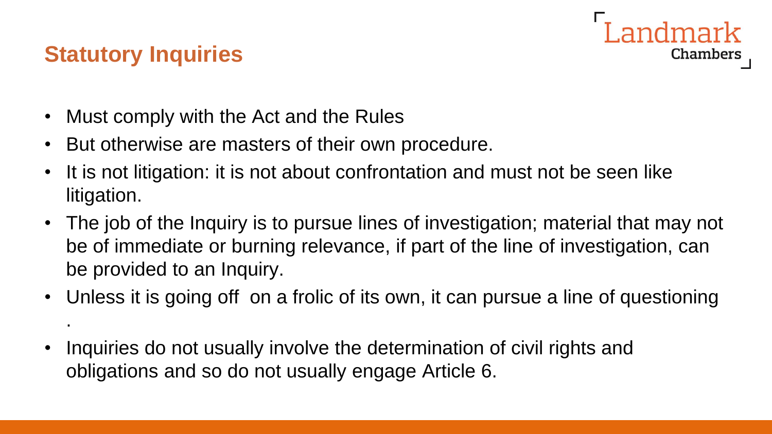## Statutory Inquiries

- Must comply with the Act and the Rules
- But otherwise are masters of their own procedure.
- It is not litigation: it is not about confrontation and must not be seen like litigation.
- The job of the Inquiry is to pursue lines of investigation; material that may not be of immediate or burning relevance, if part of the line of investigation, can be provided to an Inquiry.
- Unless it is going off on a frolic of its own, it can pursue a line of questioning .
- Inquiries do not usually involve the determination of civil rights and obligations and so do not usually engage Article 6.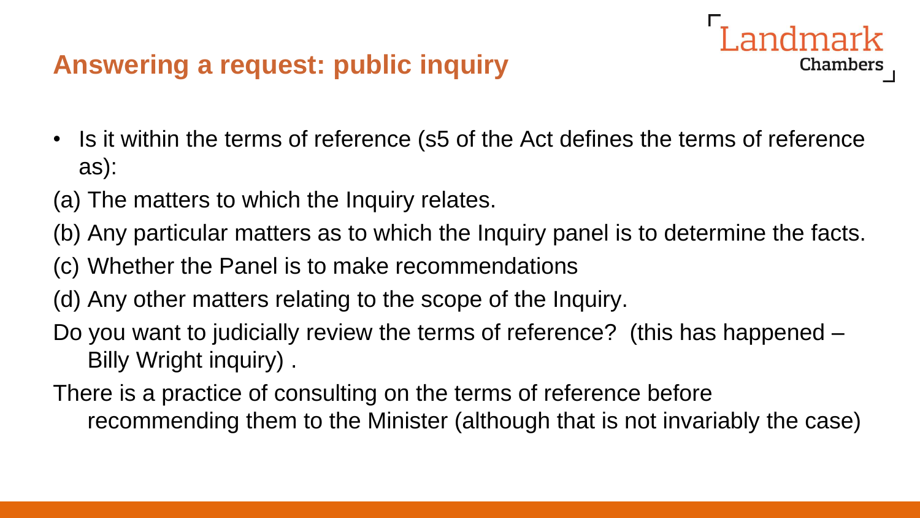## Answering a request: public inquiry

- Is it within the terms of reference (s5 of the Act defines the terms of reference as):

(a) The matters to which the Inquiry relates.

(b) Any particular matters as to which the Inquiry panel is to determine the facts.

(c) Whether the Panel is to make recommendations

(d) Any other matters relating to the scope of the Inquiry.

Do you want to judicially review the terms of reference? (this has happened – Billy Wright inquiry) .

There is a practice of consulting on the terms of reference before recommending them to the Minister (although that is not invariably the case)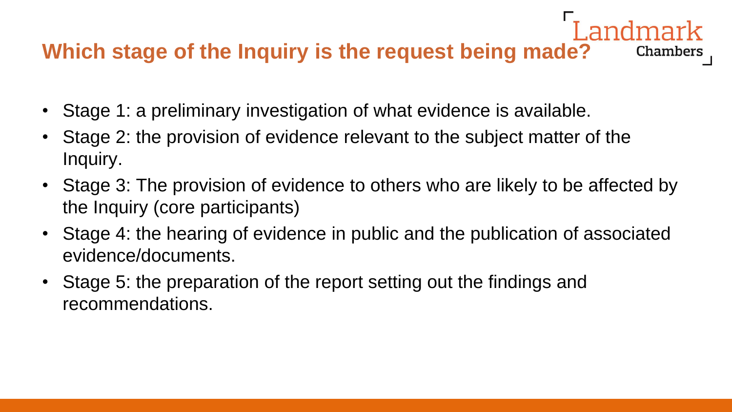## Which stage of the Inquiry is the request being made?

- Stage 1: a preliminary investigation of what evidence is available.
- Stage 2: the provision of evidence relevant to the subject matter of the Inquiry.
- Stage 3: The provision of evidence to others who are likely to be affected by the Inquiry (core participants)
- Stage 4: the hearing of evidence in public and the publication of associated evidence/documents.
- Stage 5: the preparation of the report setting out the findings and recommendations.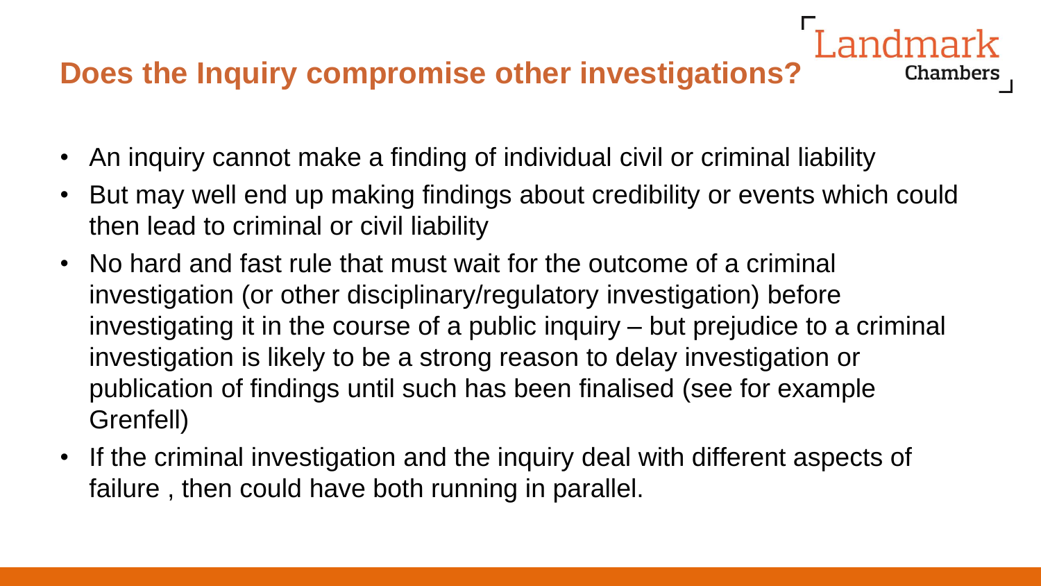## Does the Inquiry compromise other investigations?

- An inquiry cannot make a finding of individual civil or criminal liability
- But may well end up making findings about credibility or events which could then lead to criminal or civil liability
- No hard and fast rule that must wait for the outcome of a criminal investigation (or other disciplinary/regulatory investigation) before investigating it in the course of a public inquiry – but prejudice to a criminal investigation is likely to be a strong reason to delay investigation or publication of findings until such has been finalised (see for example Grenfell)
- If the criminal investigation and the inquiry deal with different aspects of failure , then could have both running in parallel.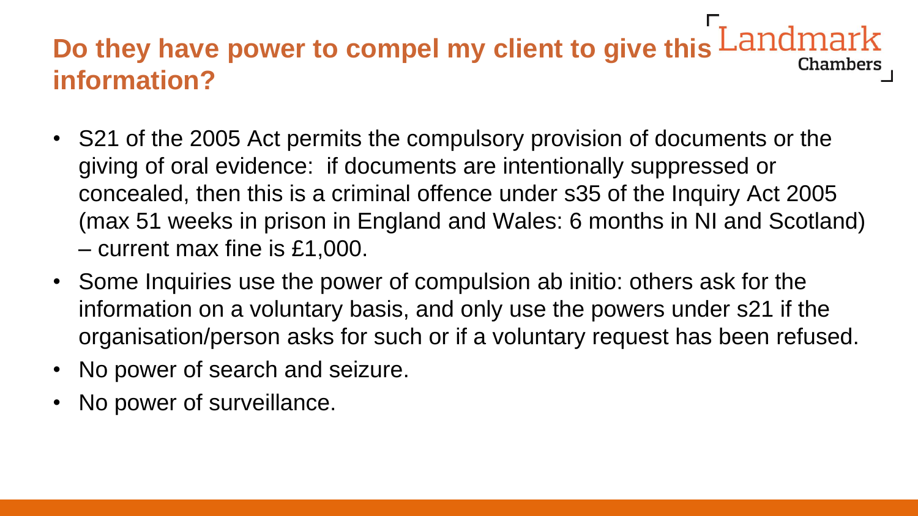# Do they have power to compel my client to give this information?

- S21 of the 2005 Act permits the compulsory provision of documents or the giving of oral evidence: if documents are intentionally suppressed or concealed, then this is a criminal offence under s35 of the Inquiry Act 2005 (max 51 weeks in prison in England and Wales: 6 months in NI and Scotland) – current max fine is £1,000.
- Some Inquiries use the power of compulsion ab initio: others ask for the information on a voluntary basis, and only use the powers under s21 if the organisation/person asks for such or if a voluntary request has been refused.
- No power of search and seizure.
- No power of surveillance.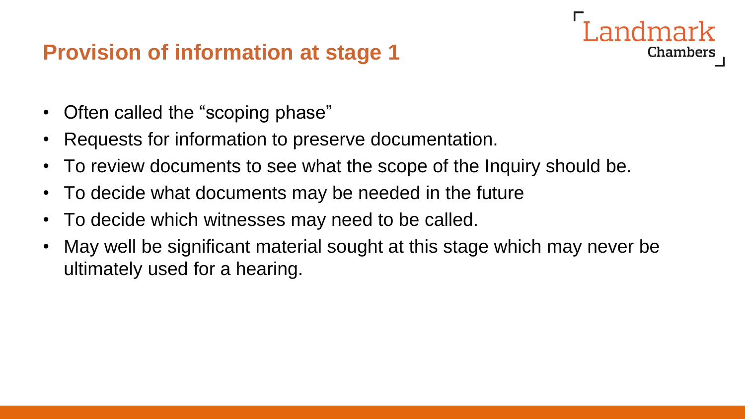## Provision of information at stage 1

- Often called the "scoping phase"
- Requests for information to preserve documentation.
- To review documents to see what the scope of the Inquiry should be.
- To decide what documents may be needed in the future
- To decide which witnesses may need to be called.
- May well be significant material sought at this stage which may never be ultimately used for a hearing.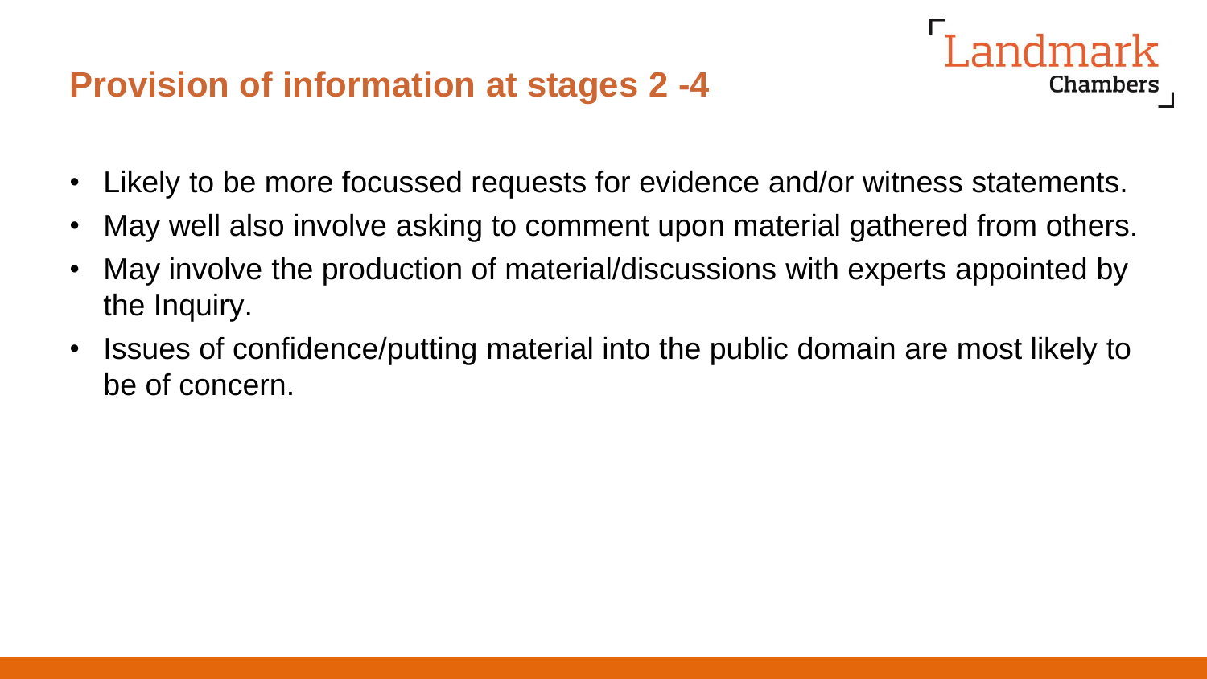# Provision of information at stages 2 -4

- Likely to be more focussed requests for evidence and/or witness statements.
- May well also involve asking to comment upon material gathered from others.
- May involve the production of material/discussions with experts appointed by the Inquiry.
- Issues of confidence/putting material into the public domain are most likely to be of concern.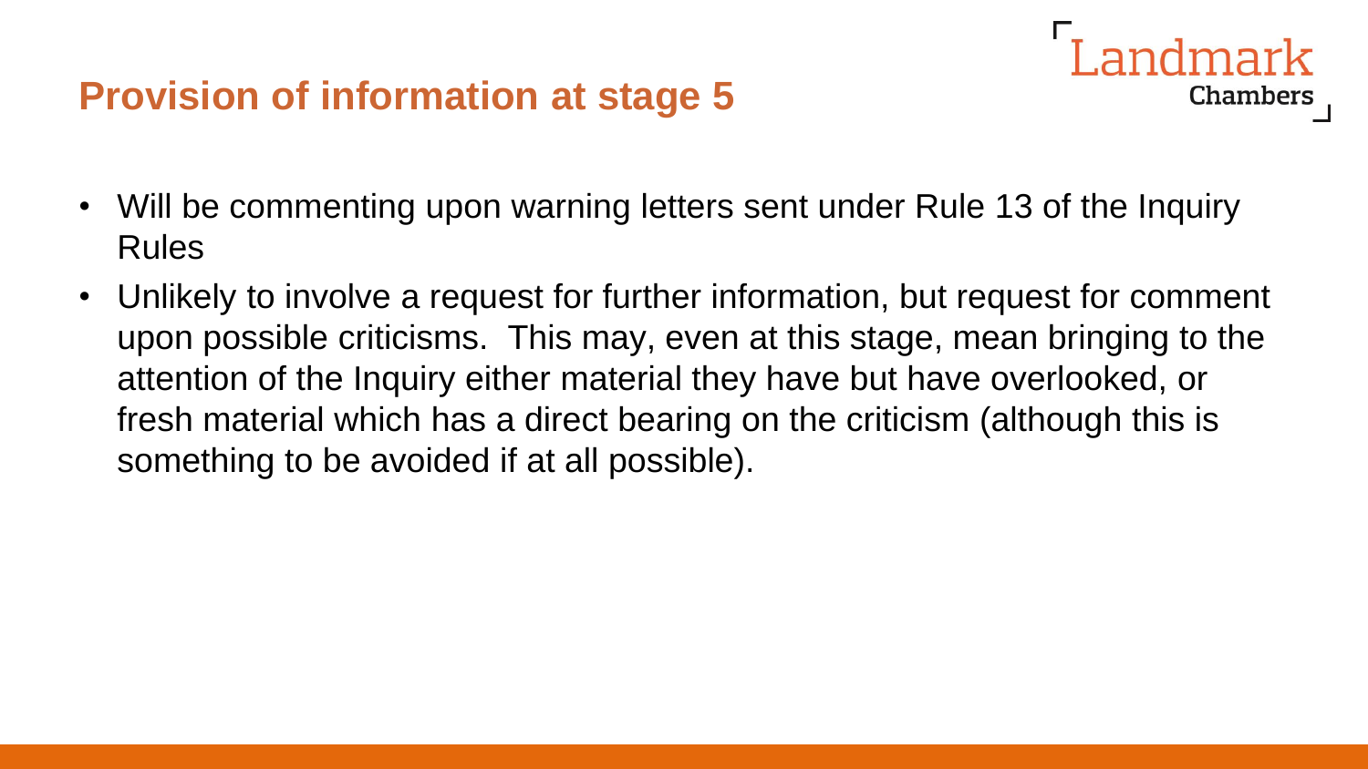## Provision of information at stage 5

- Will be commenting upon warning letters sent under Rule 13 of the Inquiry Rules
- Unlikely to involve a request for further information, but request for comment upon possible criticisms. This may, even at this stage, mean bringing to the attention of the Inquiry either material they have but have overlooked, or fresh material which has a direct bearing on the criticism (although this is something to be avoided if at all possible).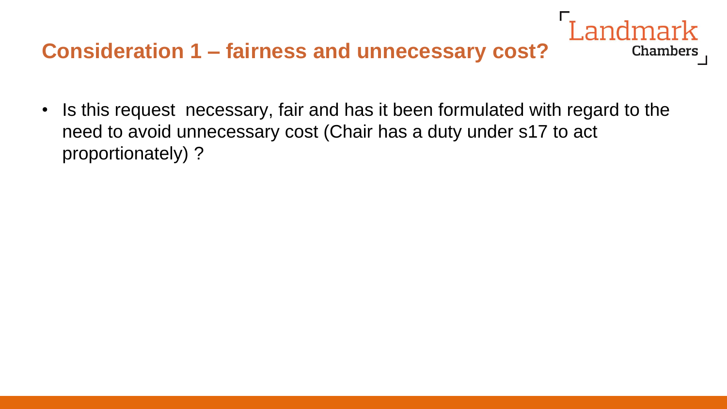## Consideration 1 – fairness and unnecessary cost?

- Is this request  necessary, fair and has it been formulated with regard to the need to avoid unnecessary cost (Chair has a duty under s17 to act proportionately) ?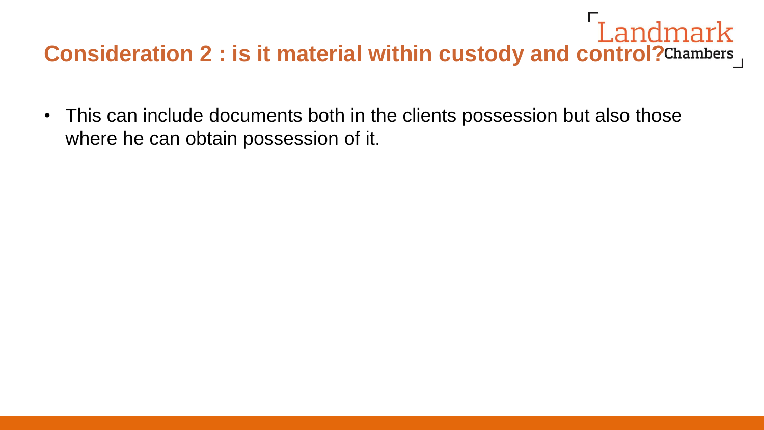## Consideration 2 : is it material within custody and control?

- This can include documents both in the clients possession but also those where he can obtain possession of it.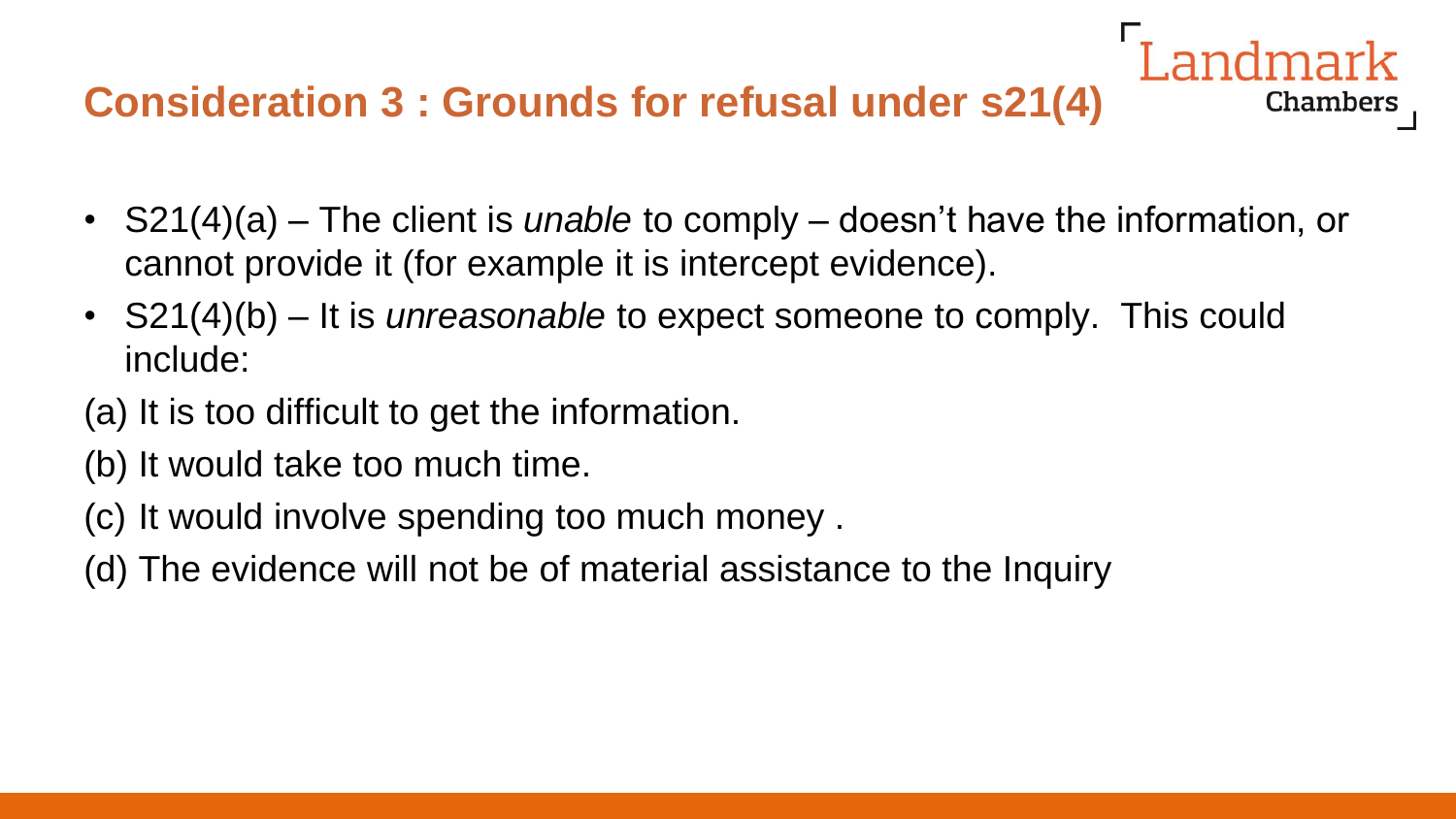## Consideration 3 : Grounds for refusal under s21(4)

- S21(4)(a) – The client is *unable* to comply – doesn't have the information, or cannot provide it (for example it is intercept evidence).
- S21(4)(b) – It is *unreasonable* to expect someone to comply. This could include:

(a) It is too difficult to get the information.

(b) It would take too much time.

(c) It would involve spending too much money .

(d) The evidence will not be of material assistance to the Inquiry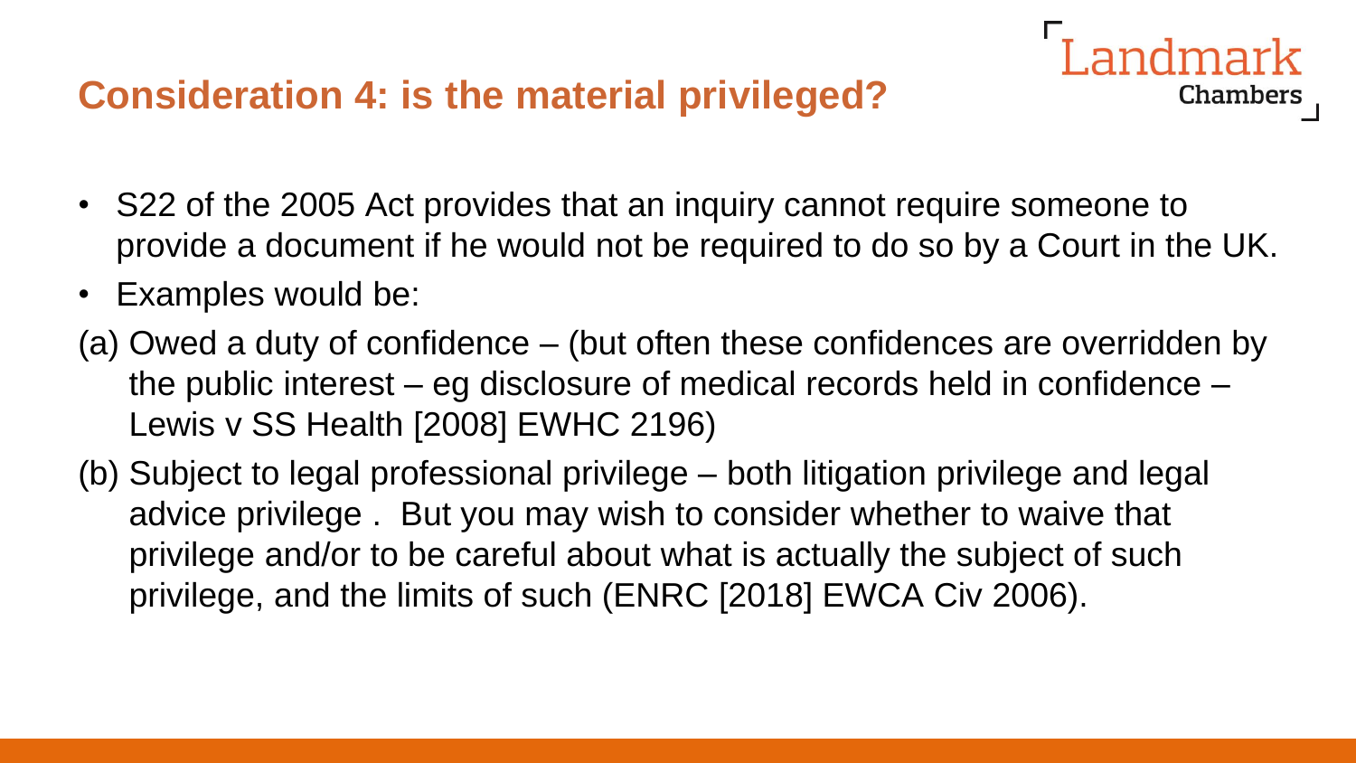## Consideration 4: is the material privileged?

- S22 of the 2005 Act provides that an inquiry cannot require someone to provide a document if he would not be required to do so by a Court in the UK.
- Examples would be:

(a) Owed a duty of confidence – (but often these confidences are overridden by the public interest – eg disclosure of medical records held in confidence – Lewis v SS Health [2008] EWHC 2196)

(b) Subject to legal professional privilege – both litigation privilege and legal advice privilege . But you may wish to consider whether to waive that privilege and/or to be careful about what is actually the subject of such privilege, and the limits of such (ENRC [2018] EWCA Civ 2006).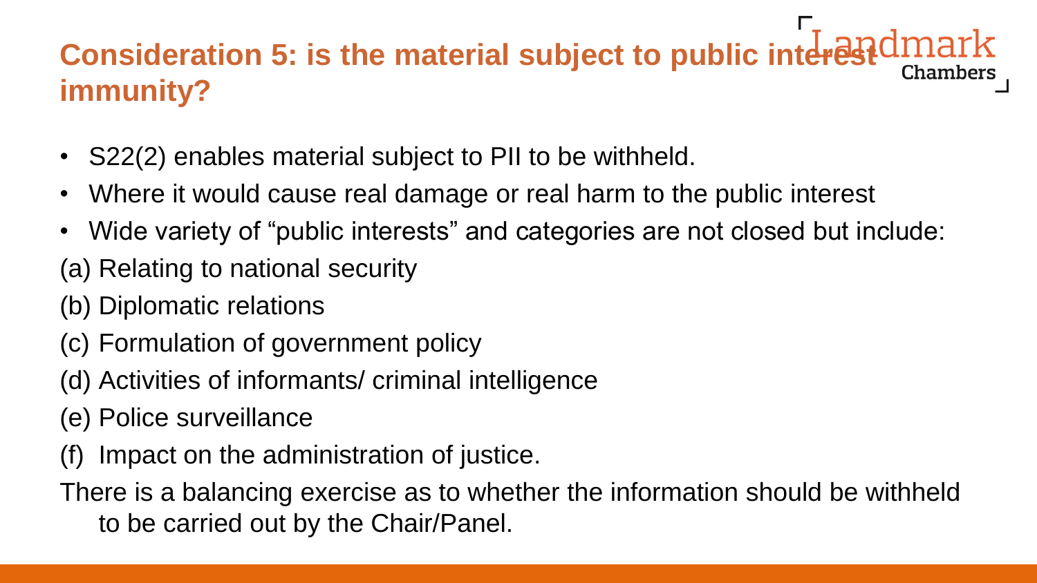# Consideration 5: is the material subject to public interest immunity?

- S22(2) enables material subject to PII to be withheld.
- Where it would cause real damage or real harm to the public interest
- Wide variety of "public interests" and categories are not closed but include:

(a) Relating to national security

(b) Diplomatic relations

(c) Formulation of government policy

(d) Activities of informants/ criminal intelligence

(e) Police surveillance

(f) Impact on the administration of justice.

There is a balancing exercise as to whether the information should be withheld to be carried out by the Chair/Panel.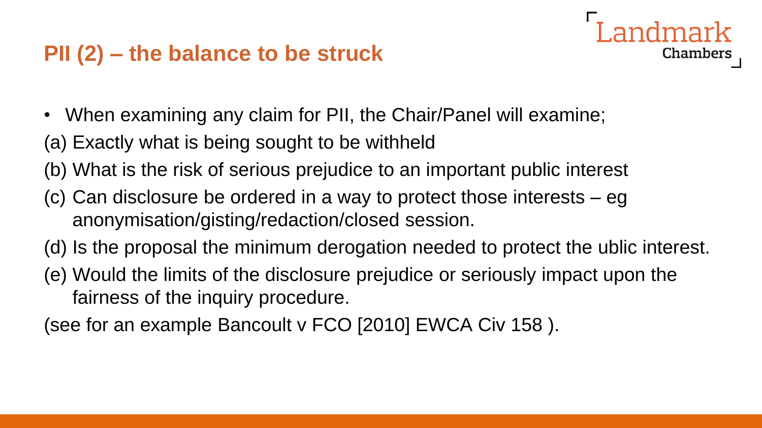## PII (2) – the balance to be struck

- When examining any claim for PII, the Chair/Panel will examine;

(a) Exactly what is being sought to be withheld

(b) What is the risk of serious prejudice to an important public interest

(c) Can disclosure be ordered in a way to protect those interests – eg anonymisation/gisting/redaction/closed session.

(d) Is the proposal the minimum derogation needed to protect the ublic interest.

(e) Would the limits of the disclosure prejudice or seriously impact upon the fairness of the inquiry procedure.

(see for an example Bancoult v FCO [2010] EWCA Civ 158 ).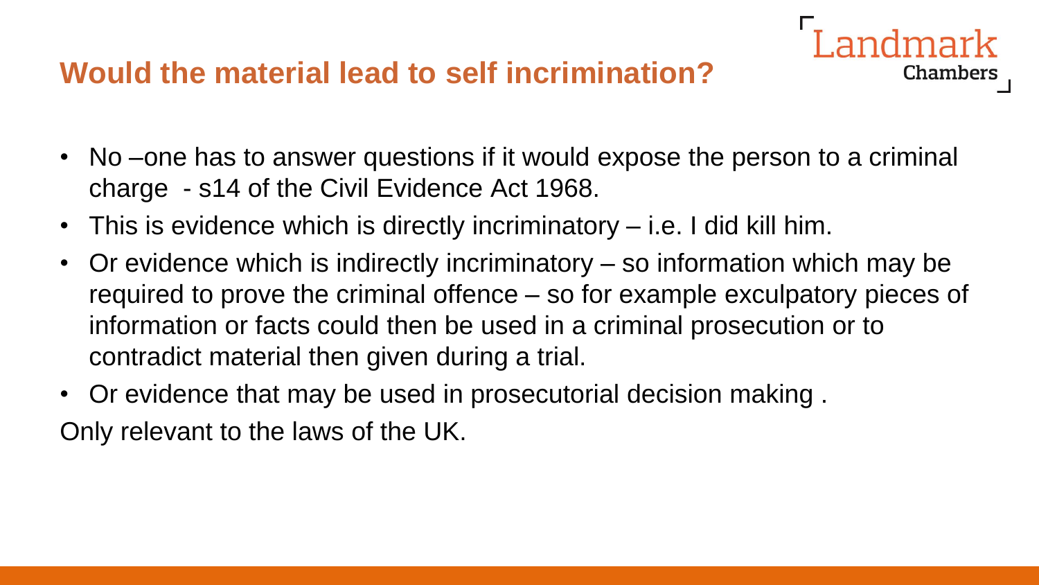## Would the material lead to self incrimination?

- No –one has to answer questions if it would expose the person to a criminal charge - s14 of the Civil Evidence Act 1968.
- This is evidence which is directly incriminatory – i.e. I did kill him.
- Or evidence which is indirectly incriminatory – so information which may be required to prove the criminal offence – so for example exculpatory pieces of information or facts could then be used in a criminal prosecution or to contradict material then given during a trial.
- Or evidence that may be used in prosecutorial decision making .

Only relevant to the laws of the UK.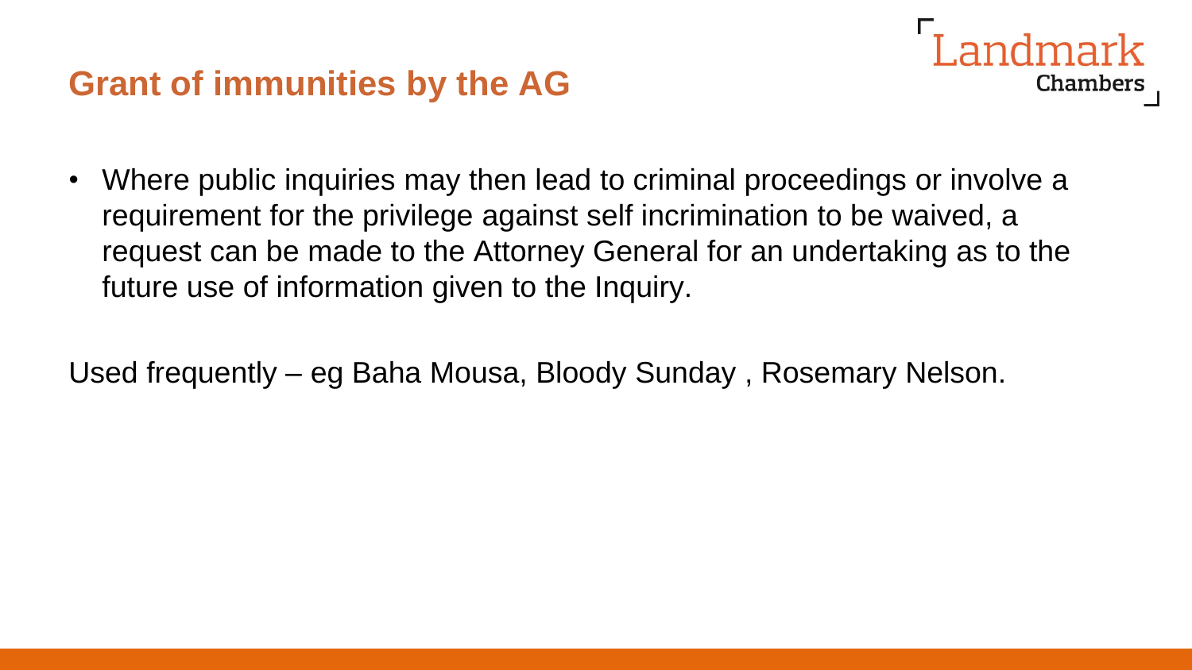## Grant of immunities by the AG

- Where public inquiries may then lead to criminal proceedings or involve a requirement for the privilege against self incrimination to be waived, a request can be made to the Attorney General for an undertaking as to the future use of information given to the Inquiry.

Used frequently – eg Baha Mousa, Bloody Sunday , Rosemary Nelson.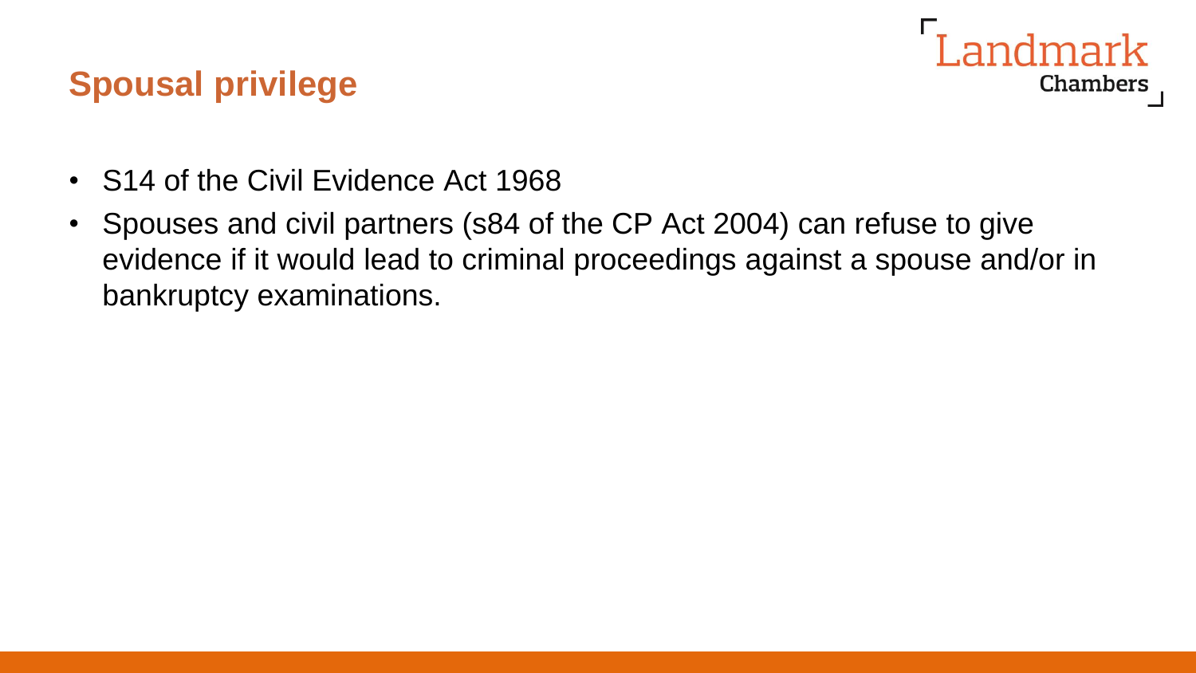## Spousal privilege

- S14 of the Civil Evidence Act 1968
- Spouses and civil partners (s84 of the CP Act 2004) can refuse to give evidence if it would lead to criminal proceedings against a spouse and/or in bankruptcy examinations.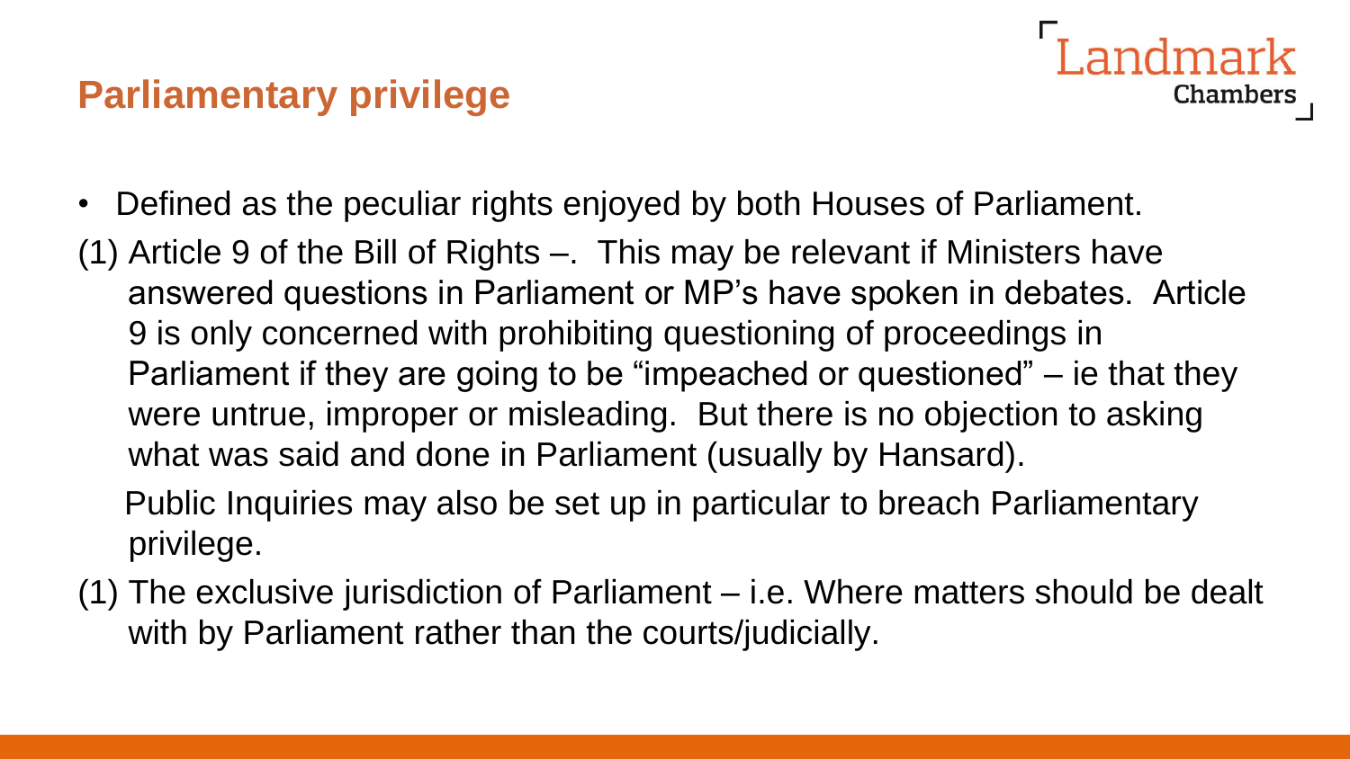## Parliamentary privilege

- Defined as the peculiar rights enjoyed by both Houses of Parliament.

(1) Article 9 of the Bill of Rights –. This may be relevant if Ministers have answered questions in Parliament or MP's have spoken in debates. Article 9 is only concerned with prohibiting questioning of proceedings in Parliament if they are going to be "impeached or questioned" – ie that they were untrue, improper or misleading. But there is no objection to asking what was said and done in Parliament (usually by Hansard).

Public Inquiries may also be set up in particular to breach Parliamentary privilege.

(1) The exclusive jurisdiction of Parliament – i.e. Where matters should be dealt with by Parliament rather than the courts/judicially.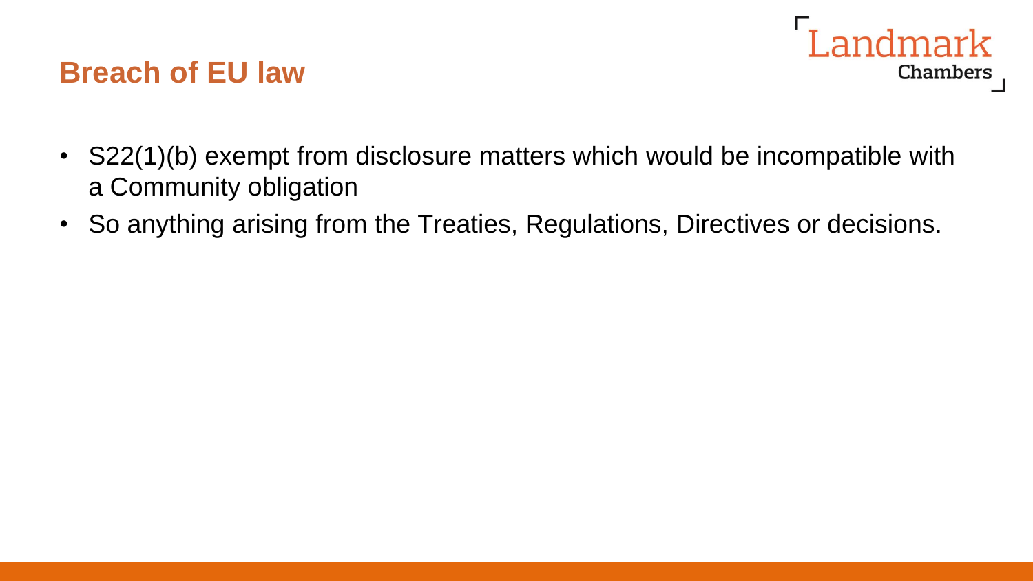## Breach of EU law

- S22(1)(b) exempt from disclosure matters which would be incompatible with a Community obligation
- So anything arising from the Treaties, Regulations, Directives or decisions.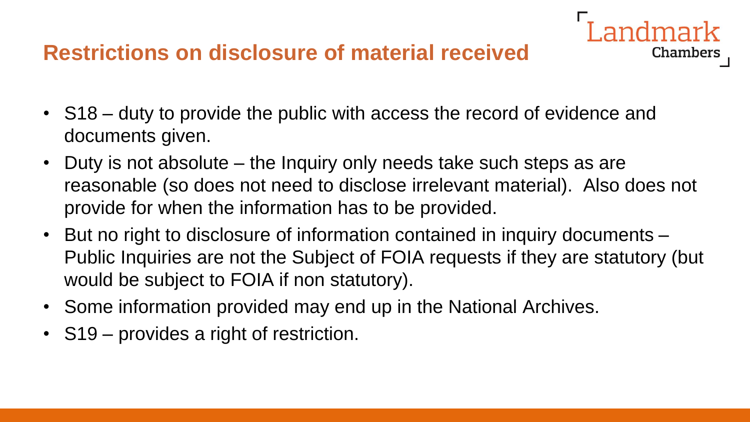## Restrictions on disclosure of material received

- S18 – duty to provide the public with access the record of evidence and documents given.
- Duty is not absolute – the Inquiry only needs take such steps as are reasonable (so does not need to disclose irrelevant material). Also does not provide for when the information has to be provided.
- But no right to disclosure of information contained in inquiry documents – Public Inquiries are not the Subject of FOIA requests if they are statutory (but would be subject to FOIA if non statutory).
- Some information provided may end up in the National Archives.
- S19 – provides a right of restriction.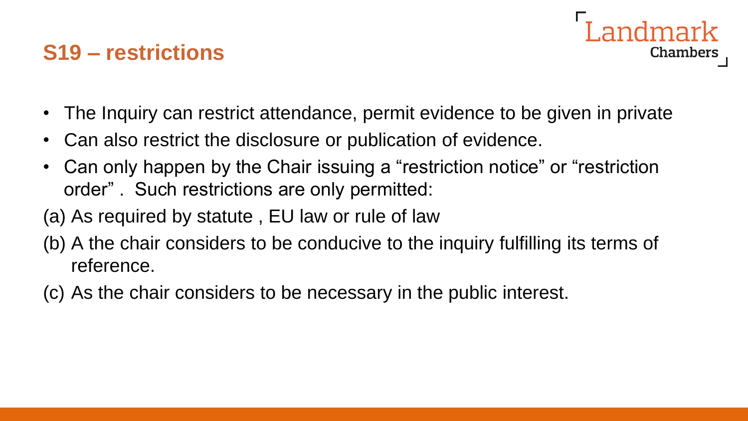## S19 – restrictions

- The Inquiry can restrict attendance, permit evidence to be given in private
- Can also restrict the disclosure or publication of evidence.
- Can only happen by the Chair issuing a "restriction notice" or "restriction order" . Such restrictions are only permitted:

(a) As required by statute , EU law or rule of law

(b) A the chair considers to be conducive to the inquiry fulfilling its terms of reference.

(c) As the chair considers to be necessary in the public interest.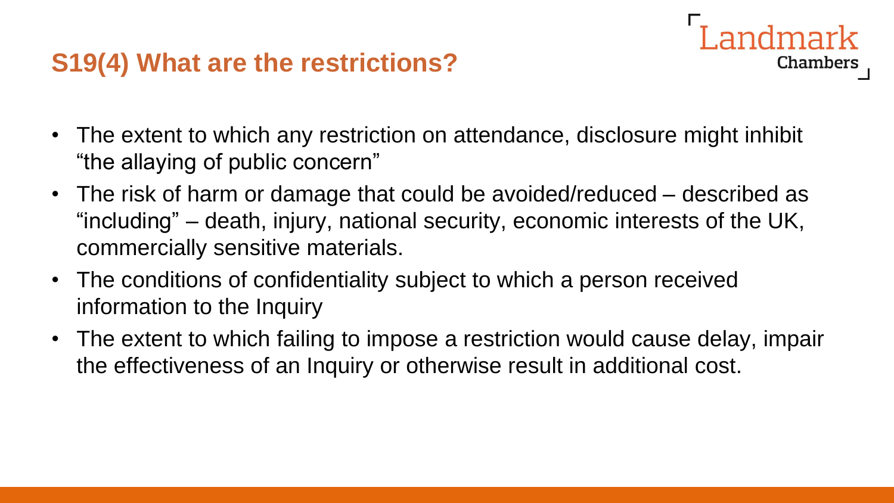## S19(4) What are the restrictions?

- The extent to which any restriction on attendance, disclosure might inhibit "the allaying of public concern"
- The risk of harm or damage that could be avoided/reduced – described as "including" – death, injury, national security, economic interests of the UK, commercially sensitive materials.
- The conditions of confidentiality subject to which a person received information to the Inquiry
- The extent to which failing to impose a restriction would cause delay, impair the effectiveness of an Inquiry or otherwise result in additional cost.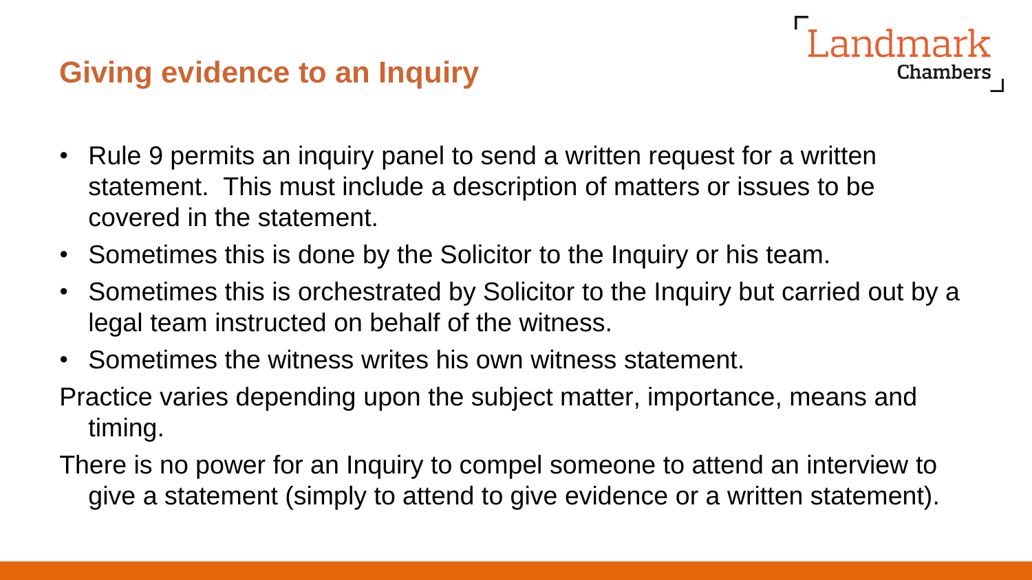## Giving evidence to an Inquiry

- Rule 9 permits an inquiry panel to send a written request for a written statement. This must include a description of matters or issues to be covered in the statement.
- Sometimes this is done by the Solicitor to the Inquiry or his team.
- Sometimes this is orchestrated by Solicitor to the Inquiry but carried out by a legal team instructed on behalf of the witness.
- Sometimes the witness writes his own witness statement.

Practice varies depending upon the subject matter, importance, means and timing.

There is no power for an Inquiry to compel someone to attend an interview to give a statement (simply to attend to give evidence or a written statement).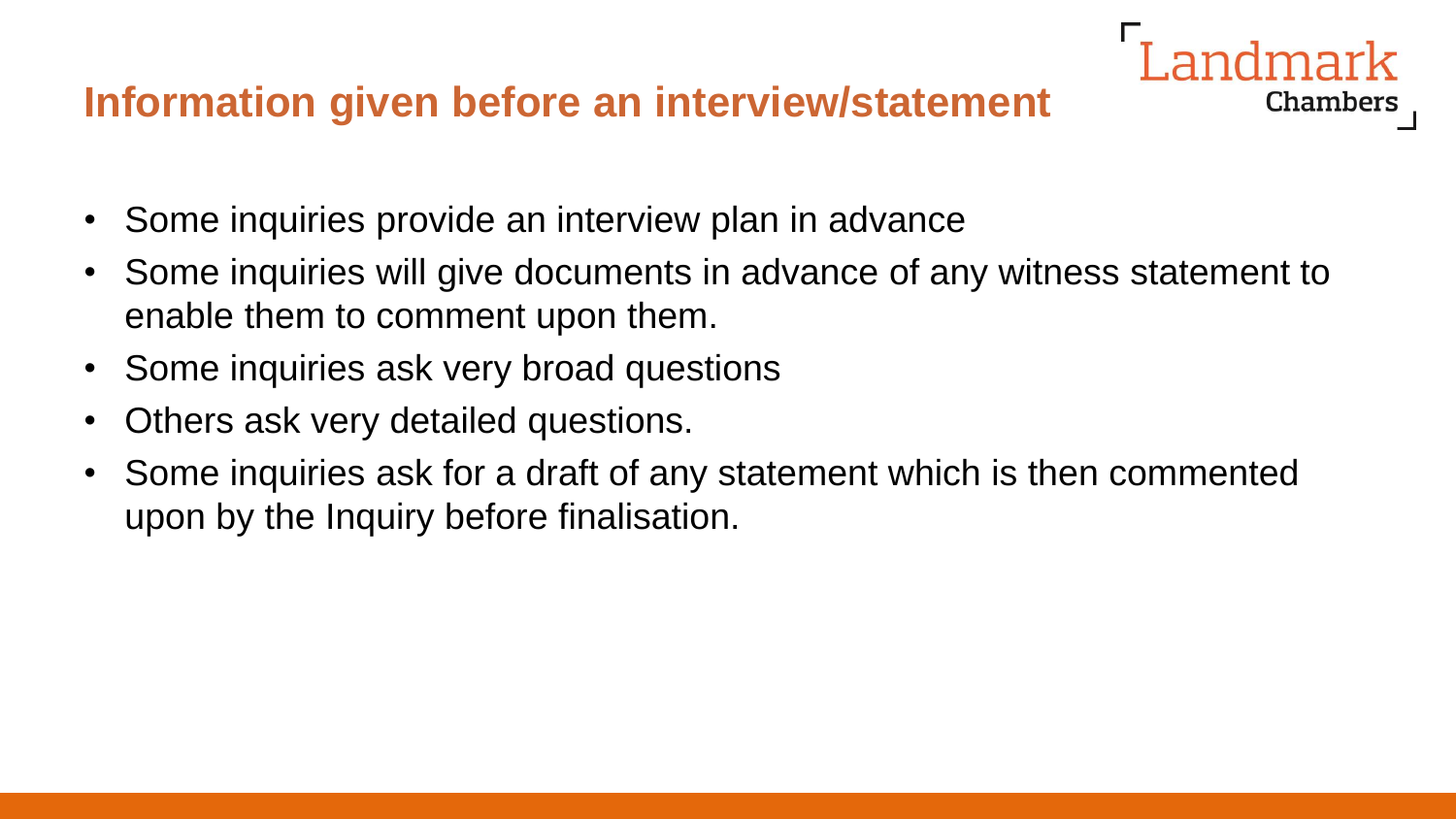## Information given before an interview/statement

- Some inquiries provide an interview plan in advance
- Some inquiries will give documents in advance of any witness statement to enable them to comment upon them.
- Some inquiries ask very broad questions
- Others ask very detailed questions.
- Some inquiries ask for a draft of any statement which is then commented upon by the Inquiry before finalisation.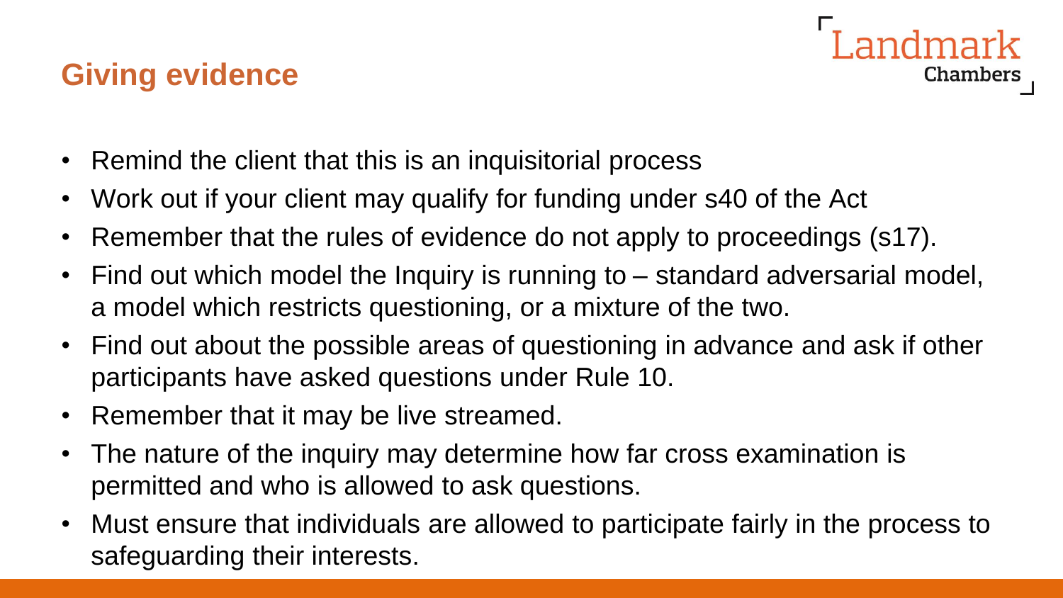## Giving evidence

- Remind the client that this is an inquisitorial process
- Work out if your client may qualify for funding under s40 of the Act
- Remember that the rules of evidence do not apply to proceedings (s17).
- Find out which model the Inquiry is running to – standard adversarial model, a model which restricts questioning, or a mixture of the two.
- Find out about the possible areas of questioning in advance and ask if other participants have asked questions under Rule 10.
- Remember that it may be live streamed.
- The nature of the inquiry may determine how far cross examination is permitted and who is allowed to ask questions.
- Must ensure that individuals are allowed to participate fairly in the process to safeguarding their interests.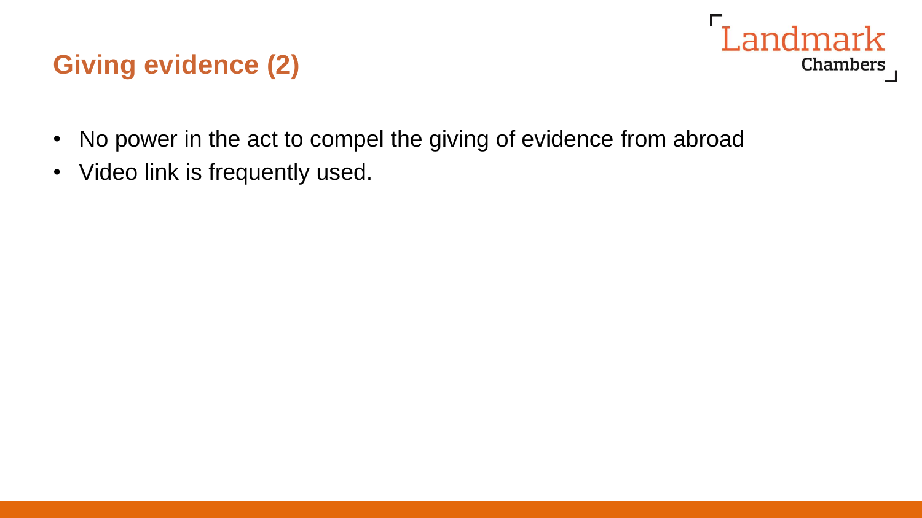## Giving evidence (2)

- No power in the act to compel the giving of evidence from abroad
- Video link is frequently used.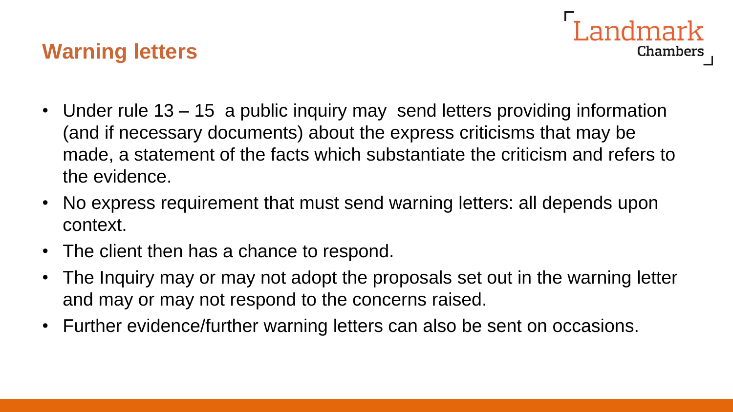## Warning letters

- Under rule 13 – 15 a public inquiry may send letters providing information (and if necessary documents) about the express criticisms that may be made, a statement of the facts which substantiate the criticism and refers to the evidence.
- No express requirement that must send warning letters: all depends upon context.
- The client then has a chance to respond.
- The Inquiry may or may not adopt the proposals set out in the warning letter and may or may not respond to the concerns raised.
- Further evidence/further warning letters can also be sent on occasions.